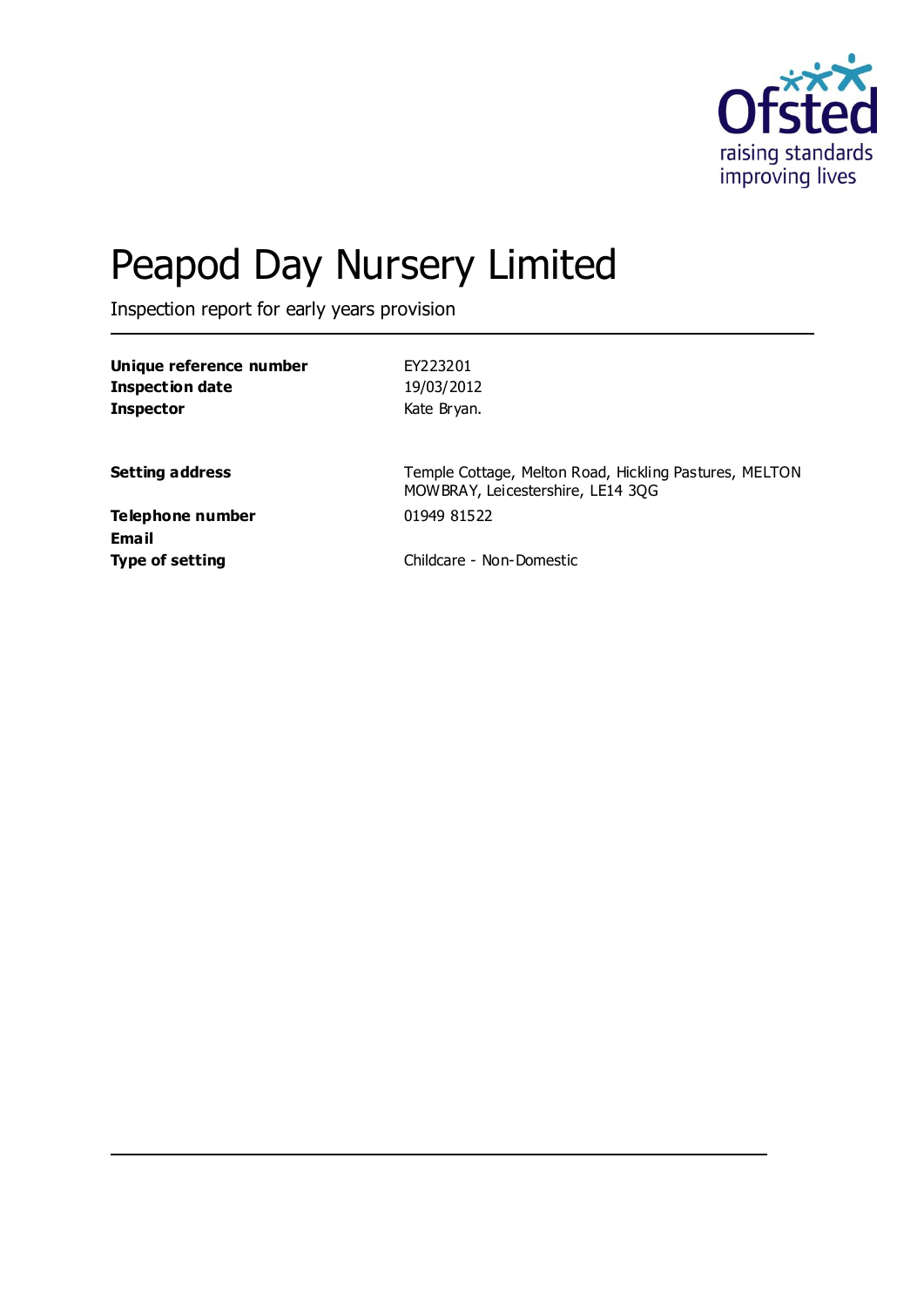# Peapod Day Nursery Limited

Inspection report for early years provision

| | |
|---|---|
| **Unique reference number** | EY223201 |
| **Inspection date** | 19/03/2012 |
| **Inspector** | Kate Bryan. |

| | |
|---|---|
| **Setting address** | Temple Cottage, Melton Road, Hickling Pastures, MELTON MOWBRAY, Leicestershire, LE14 3QG |
| **Telephone number** | 01949 81522 |
| **Email** | |
| **Type of setting** | Childcare - Non-Domestic |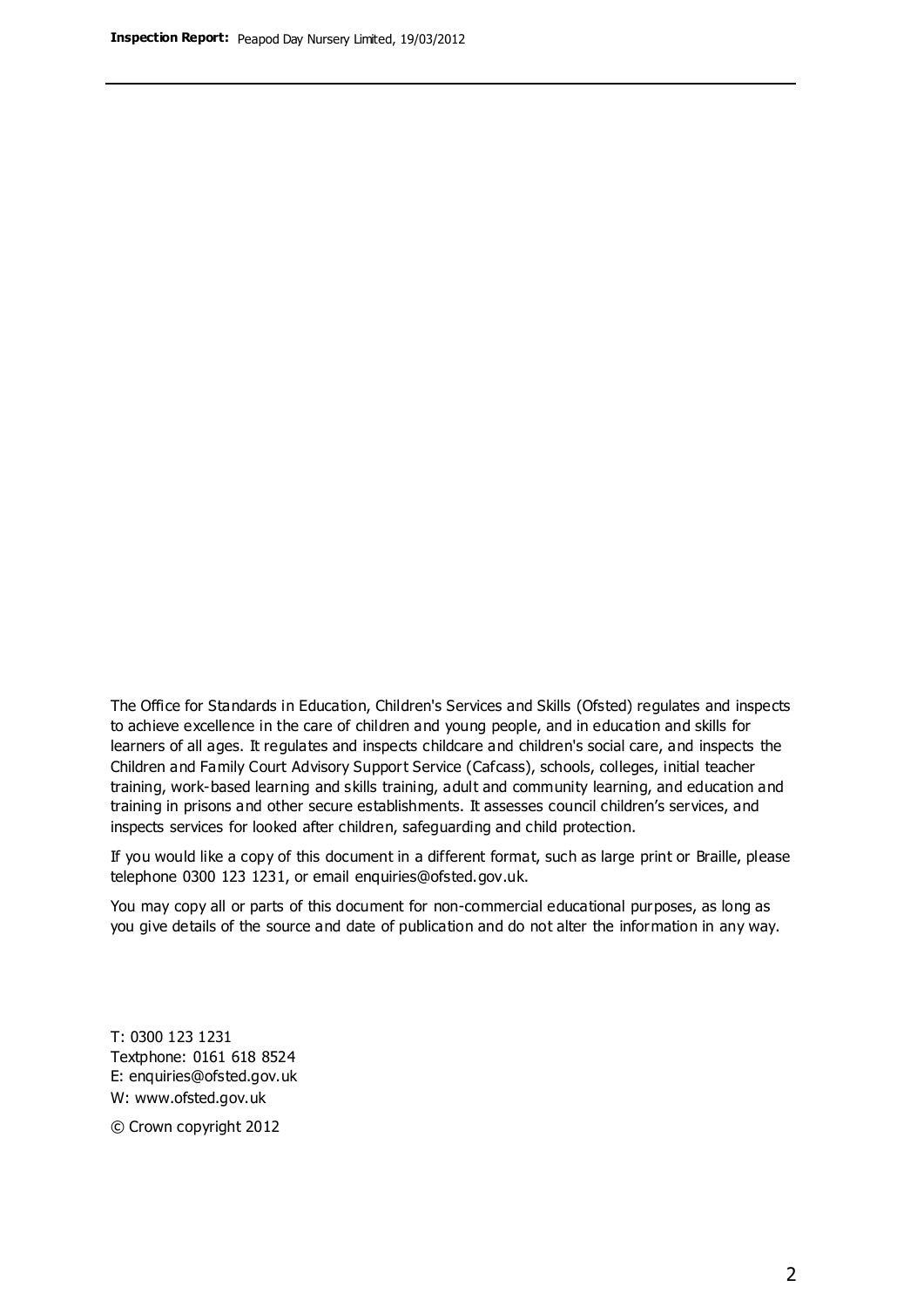The Office for Standards in Education, Children's Services and Skills (Ofsted) regulates and inspects to achieve excellence in the care of children and young people, and in education and skills for learners of all ages. It regulates and inspects childcare and children's social care, and inspects the Children and Family Court Advisory Support Service (Cafcass), schools, colleges, initial teacher training, work-based learning and skills training, adult and community learning, and education and training in prisons and other secure establishments. It assesses council children's services, and inspects services for looked after children, safeguarding and child protection.

If you would like a copy of this document in a different format, such as large print or Braille, please telephone 0300 123 1231, or email enquiries@ofsted.gov.uk.

You may copy all or parts of this document for non-commercial educational purposes, as long as you give details of the source and date of publication and do not alter the information in any way.

T: 0300 123 1231
Textphone: 0161 618 8524
E: enquiries@ofsted.gov.uk
W: www.ofsted.gov.uk

© Crown copyright 2012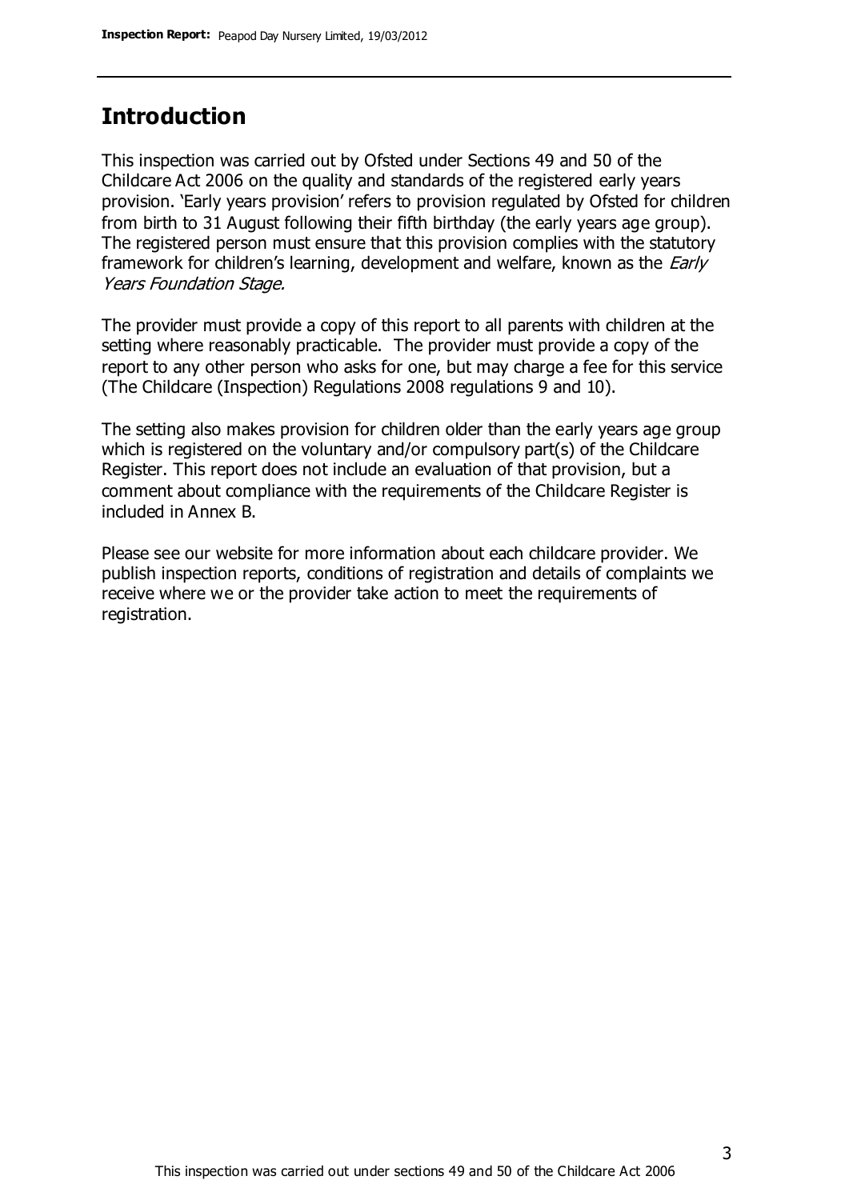## Introduction

This inspection was carried out by Ofsted under Sections 49 and 50 of the Childcare Act 2006 on the quality and standards of the registered early years provision. 'Early years provision' refers to provision regulated by Ofsted for children from birth to 31 August following their fifth birthday (the early years age group). The registered person must ensure that this provision complies with the statutory framework for children's learning, development and welfare, known as the *Early Years Foundation Stage.*

The provider must provide a copy of this report to all parents with children at the setting where reasonably practicable. The provider must provide a copy of the report to any other person who asks for one, but may charge a fee for this service (The Childcare (Inspection) Regulations 2008 regulations 9 and 10).

The setting also makes provision for children older than the early years age group which is registered on the voluntary and/or compulsory part(s) of the Childcare Register. This report does not include an evaluation of that provision, but a comment about compliance with the requirements of the Childcare Register is included in Annex B.

Please see our website for more information about each childcare provider. We publish inspection reports, conditions of registration and details of complaints we receive where we or the provider take action to meet the requirements of registration.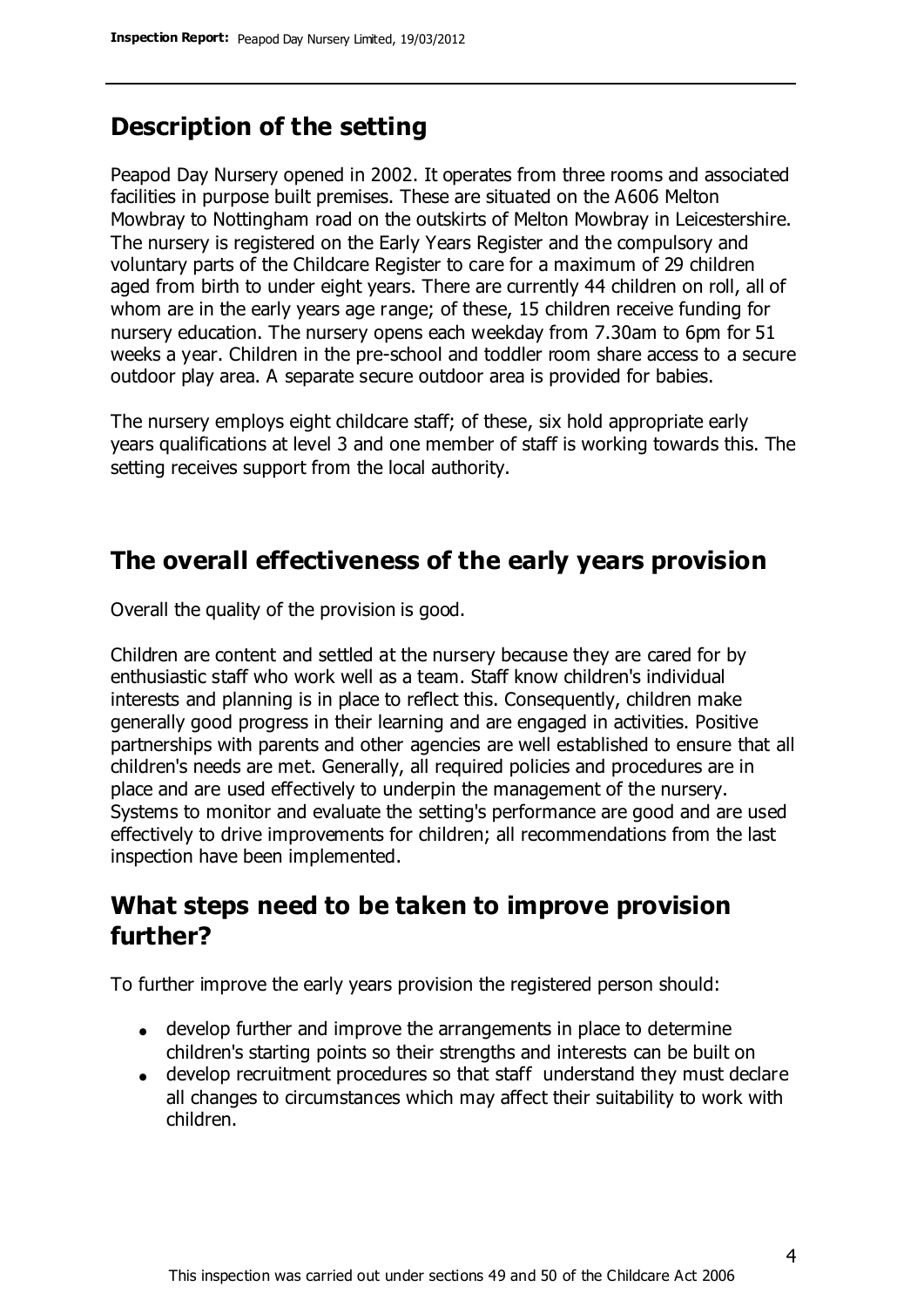## Description of the setting

Peapod Day Nursery opened in 2002. It operates from three rooms and associated facilities in purpose built premises. These are situated on the A606 Melton Mowbray to Nottingham road on the outskirts of Melton Mowbray in Leicestershire. The nursery is registered on the Early Years Register and the compulsory and voluntary parts of the Childcare Register to care for a maximum of 29 children aged from birth to under eight years. There are currently 44 children on roll, all of whom are in the early years age range; of these, 15 children receive funding for nursery education. The nursery opens each weekday from 7.30am to 6pm for 51 weeks a year. Children in the pre-school and toddler room share access to a secure outdoor play area. A separate secure outdoor area is provided for babies.

The nursery employs eight childcare staff; of these, six hold appropriate early years qualifications at level 3 and one member of staff is working towards this. The setting receives support from the local authority.

## The overall effectiveness of the early years provision

Overall the quality of the provision is good.

Children are content and settled at the nursery because they are cared for by enthusiastic staff who work well as a team. Staff know children's individual interests and planning is in place to reflect this. Consequently, children make generally good progress in their learning and are engaged in activities. Positive partnerships with parents and other agencies are well established to ensure that all children's needs are met. Generally, all required policies and procedures are in place and are used effectively to underpin the management of the nursery. Systems to monitor and evaluate the setting's performance are good and are used effectively to drive improvements for children; all recommendations from the last inspection have been implemented.

## What steps need to be taken to improve provision further?

To further improve the early years provision the registered person should:

- develop further and improve the arrangements in place to determine children's starting points so their strengths and interests can be built on
- develop recruitment procedures so that staff understand they must declare all changes to circumstances which may affect their suitability to work with children.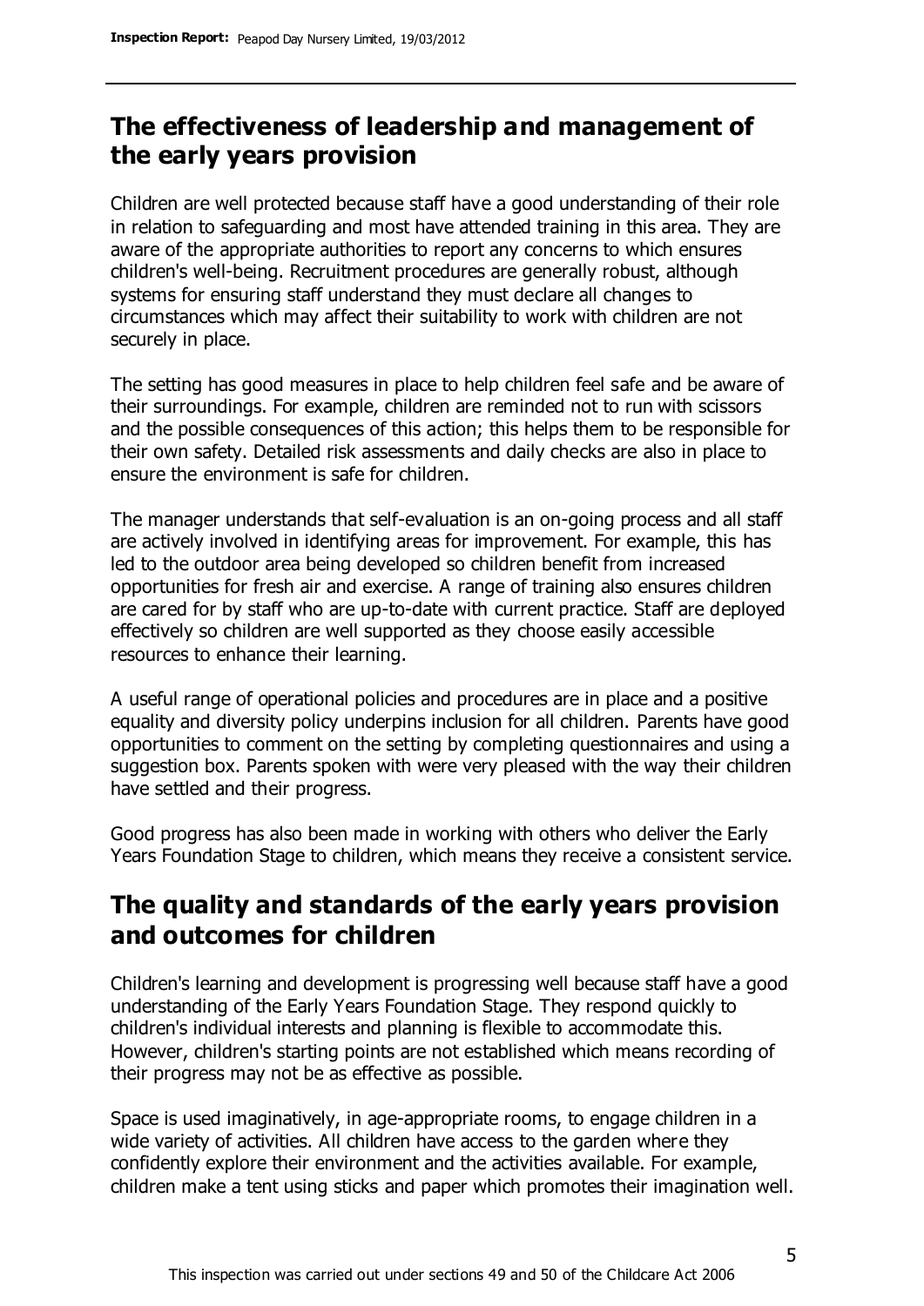## The effectiveness of leadership and management of the early years provision

Children are well protected because staff have a good understanding of their role in relation to safeguarding and most have attended training in this area. They are aware of the appropriate authorities to report any concerns to which ensures children's well-being. Recruitment procedures are generally robust, although systems for ensuring staff understand they must declare all changes to circumstances which may affect their suitability to work with children are not securely in place.

The setting has good measures in place to help children feel safe and be aware of their surroundings. For example, children are reminded not to run with scissors and the possible consequences of this action; this helps them to be responsible for their own safety. Detailed risk assessments and daily checks are also in place to ensure the environment is safe for children.

The manager understands that self-evaluation is an on-going process and all staff are actively involved in identifying areas for improvement. For example, this has led to the outdoor area being developed so children benefit from increased opportunities for fresh air and exercise. A range of training also ensures children are cared for by staff who are up-to-date with current practice. Staff are deployed effectively so children are well supported as they choose easily accessible resources to enhance their learning.

A useful range of operational policies and procedures are in place and a positive equality and diversity policy underpins inclusion for all children. Parents have good opportunities to comment on the setting by completing questionnaires and using a suggestion box. Parents spoken with were very pleased with the way their children have settled and their progress.

Good progress has also been made in working with others who deliver the Early Years Foundation Stage to children, which means they receive a consistent service.

## The quality and standards of the early years provision and outcomes for children

Children's learning and development is progressing well because staff have a good understanding of the Early Years Foundation Stage. They respond quickly to children's individual interests and planning is flexible to accommodate this. However, children's starting points are not established which means recording of their progress may not be as effective as possible.

Space is used imaginatively, in age-appropriate rooms, to engage children in a wide variety of activities. All children have access to the garden where they confidently explore their environment and the activities available. For example, children make a tent using sticks and paper which promotes their imagination well.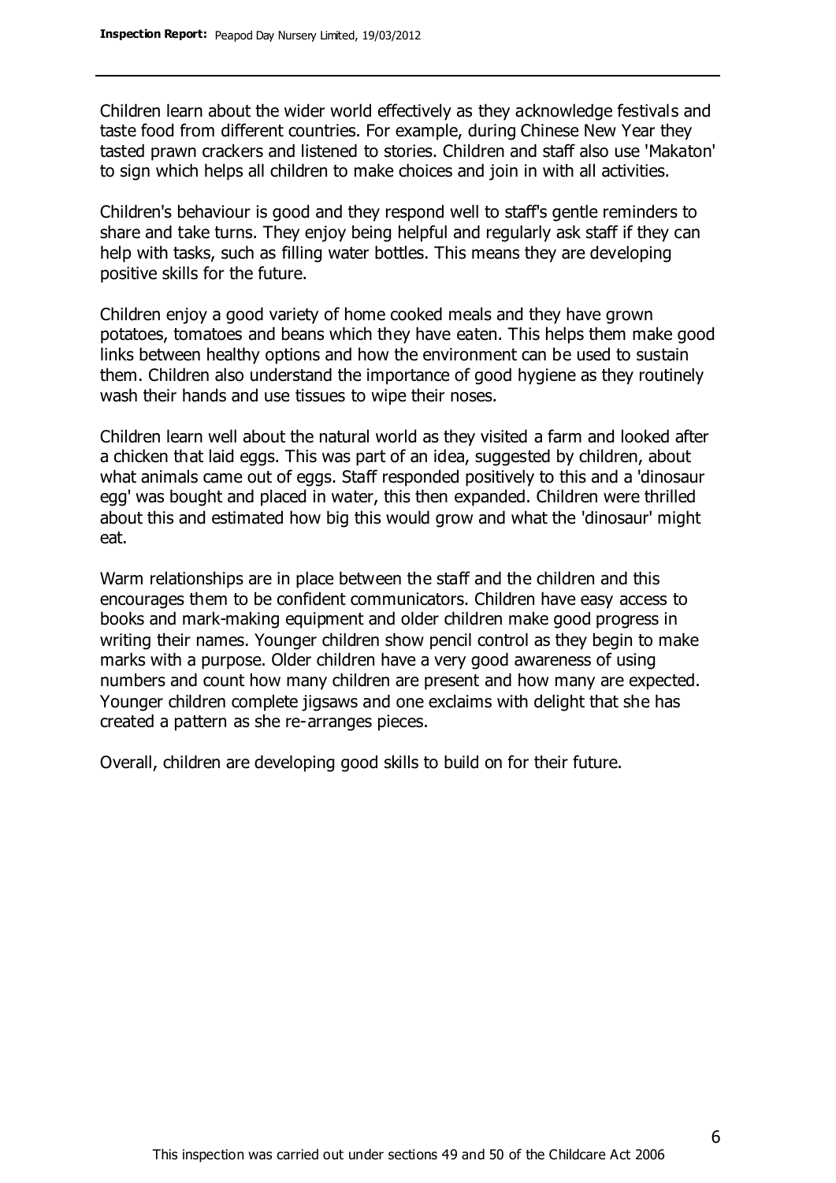Children learn about the wider world effectively as they acknowledge festivals and taste food from different countries. For example, during Chinese New Year they tasted prawn crackers and listened to stories. Children and staff also use 'Makaton' to sign which helps all children to make choices and join in with all activities.

Children's behaviour is good and they respond well to staff's gentle reminders to share and take turns. They enjoy being helpful and regularly ask staff if they can help with tasks, such as filling water bottles. This means they are developing positive skills for the future.

Children enjoy a good variety of home cooked meals and they have grown potatoes, tomatoes and beans which they have eaten. This helps them make good links between healthy options and how the environment can be used to sustain them. Children also understand the importance of good hygiene as they routinely wash their hands and use tissues to wipe their noses.

Children learn well about the natural world as they visited a farm and looked after a chicken that laid eggs. This was part of an idea, suggested by children, about what animals came out of eggs. Staff responded positively to this and a 'dinosaur egg' was bought and placed in water, this then expanded. Children were thrilled about this and estimated how big this would grow and what the 'dinosaur' might eat.

Warm relationships are in place between the staff and the children and this encourages them to be confident communicators. Children have easy access to books and mark-making equipment and older children make good progress in writing their names. Younger children show pencil control as they begin to make marks with a purpose. Older children have a very good awareness of using numbers and count how many children are present and how many are expected. Younger children complete jigsaws and one exclaims with delight that she has created a pattern as she re-arranges pieces.

Overall, children are developing good skills to build on for their future.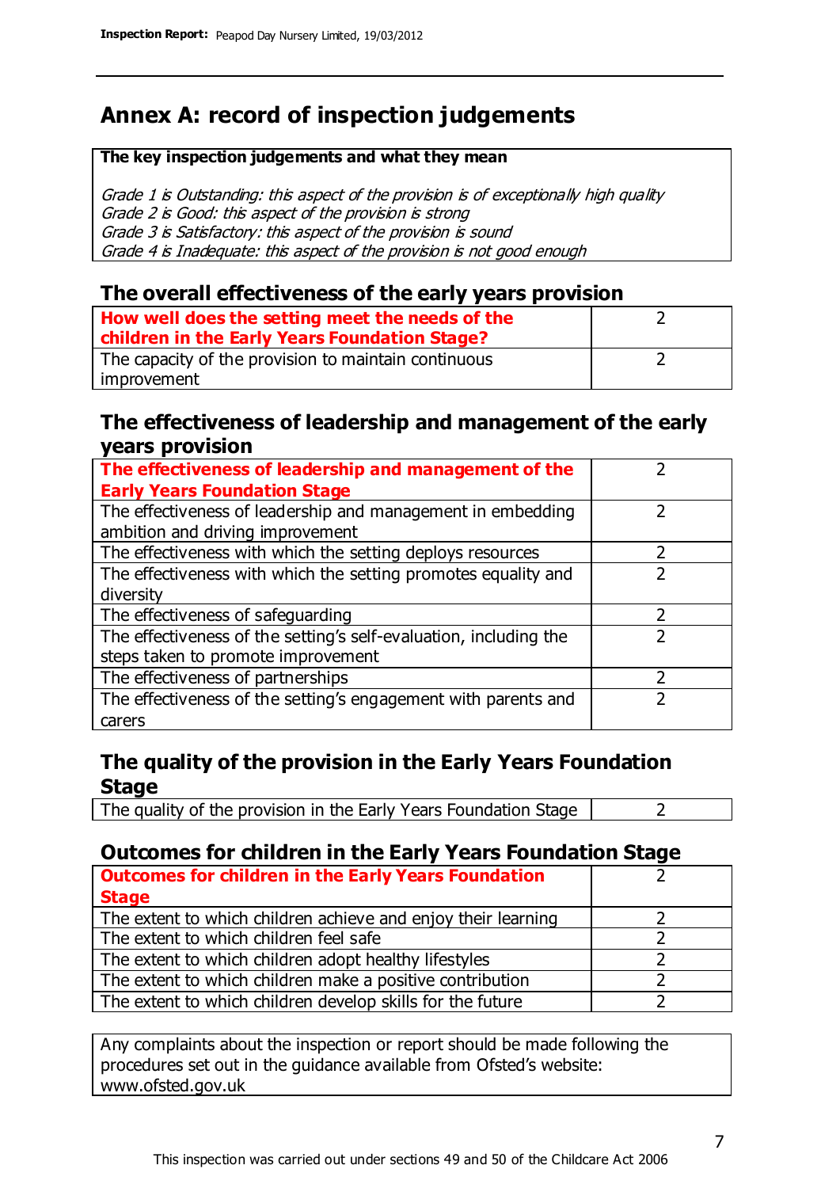# Annex A: record of inspection judgements

| The key inspection judgements and what they mean |
|---|
| *Grade 1 is Outstanding: this aspect of the provision is of exceptionally high quality*<br>*Grade 2 is Good: this aspect of the provision is strong*<br>*Grade 3 is Satisfactory: this aspect of the provision is sound*<br>*Grade 4 is Inadequate: this aspect of the provision is not good enough* |

## The overall effectiveness of the early years provision

| | |
|---|---|
| **How well does the setting meet the needs of the children in the Early Years Foundation Stage?** | 2 |
| The capacity of the provision to maintain continuous improvement | 2 |

## The effectiveness of leadership and management of the early years provision

| | |
|---|---|
| **The effectiveness of leadership and management of the Early Years Foundation Stage** | 2 |
| The effectiveness of leadership and management in embedding ambition and driving improvement | 2 |
| The effectiveness with which the setting deploys resources | 2 |
| The effectiveness with which the setting promotes equality and diversity | 2 |
| The effectiveness of safeguarding | 2 |
| The effectiveness of the setting's self-evaluation, including the steps taken to promote improvement | 2 |
| The effectiveness of partnerships | 2 |
| The effectiveness of the setting's engagement with parents and carers | 2 |

## The quality of the provision in the Early Years Foundation Stage

| | |
|---|---|
| The quality of the provision in the Early Years Foundation Stage | 2 |

## Outcomes for children in the Early Years Foundation Stage

| | |
|---|---|
| **Outcomes for children in the Early Years Foundation Stage** | 2 |
| The extent to which children achieve and enjoy their learning | 2 |
| The extent to which children feel safe | 2 |
| The extent to which children adopt healthy lifestyles | 2 |
| The extent to which children make a positive contribution | 2 |
| The extent to which children develop skills for the future | 2 |

Any complaints about the inspection or report should be made following the procedures set out in the guidance available from Ofsted's website: www.ofsted.gov.uk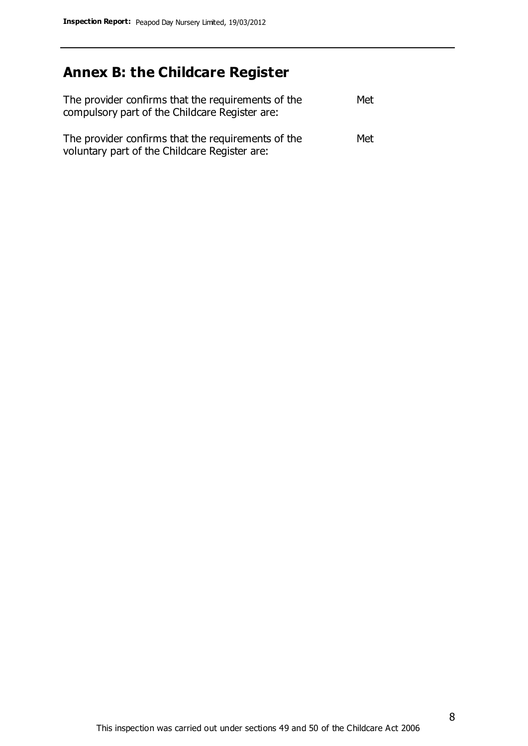## Annex B: the Childcare Register

| | |
|---|---|
| The provider confirms that the requirements of the compulsory part of the Childcare Register are: | Met |
| The provider confirms that the requirements of the voluntary part of the Childcare Register are: | Met |

This inspection was carried out under sections 49 and 50 of the Childcare Act 2006